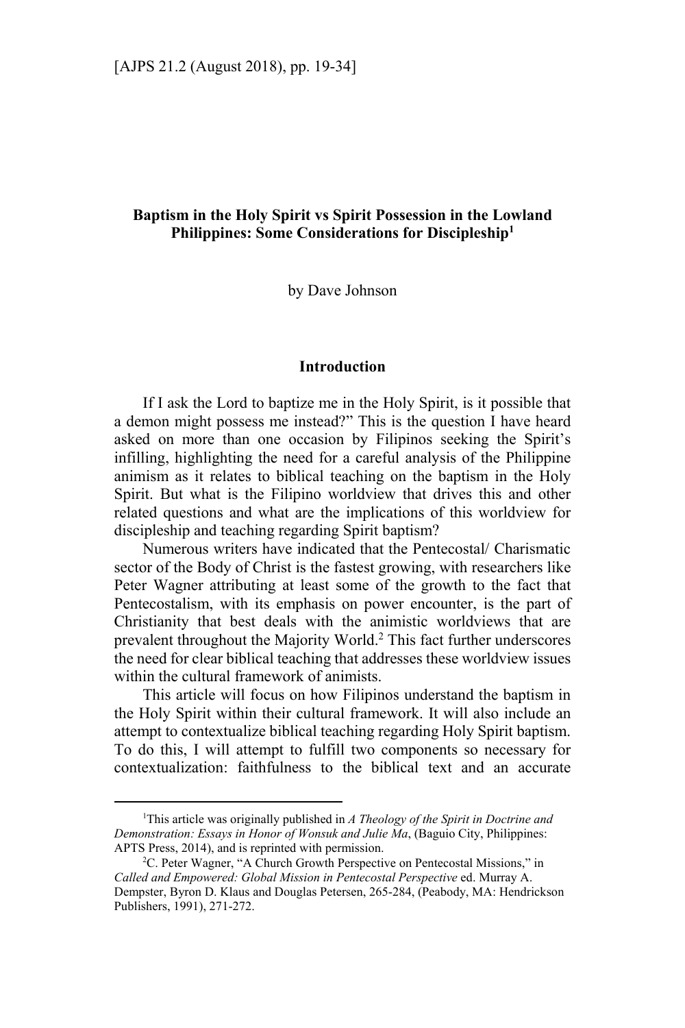# Baptism in the Holy Spirit vs Spirit Possession in the Lowland Philippines: Some Considerations for Discipleship[1]

by Dave Johnson

## Introduction

If I ask the Lord to baptize me in the Holy Spirit, is it possible that a demon might possess me instead?" This is the question I have heard asked on more than one occasion by Filipinos seeking the Spirit's infilling, highlighting the need for a careful analysis of the Philippine animism as it relates to biblical teaching on the baptism in the Holy Spirit. But what is the Filipino worldview that drives this and other related questions and what are the implications of this worldview for discipleship and teaching regarding Spirit baptism?

Numerous writers have indicated that the Pentecostal/ Charismatic sector of the Body of Christ is the fastest growing, with researchers like Peter Wagner attributing at least some of the growth to the fact that Pentecostalism, with its emphasis on power encounter, is the part of Christianity that best deals with the animistic worldviews that are prevalent throughout the Majority World.[2] This fact further underscores the need for clear biblical teaching that addresses these worldview issues within the cultural framework of animists.

This article will focus on how Filipinos understand the baptism in the Holy Spirit within their cultural framework. It will also include an attempt to contextualize biblical teaching regarding Holy Spirit baptism. To do this, I will attempt to fulfill two components so necessary for contextualization: faithfulness to the biblical text and an accurate

---

[1]This article was originally published in *A Theology of the Spirit in Doctrine and Demonstration: Essays in Honor of Wonsuk and Julie Ma*, (Baguio City, Philippines: APTS Press, 2014), and is reprinted with permission.

[2]C. Peter Wagner, "A Church Growth Perspective on Pentecostal Missions," in *Called and Empowered: Global Mission in Pentecostal Perspective* ed. Murray A. Dempster, Byron D. Klaus and Douglas Petersen, 265-284, (Peabody, MA: Hendrickson Publishers, 1991), 271-272.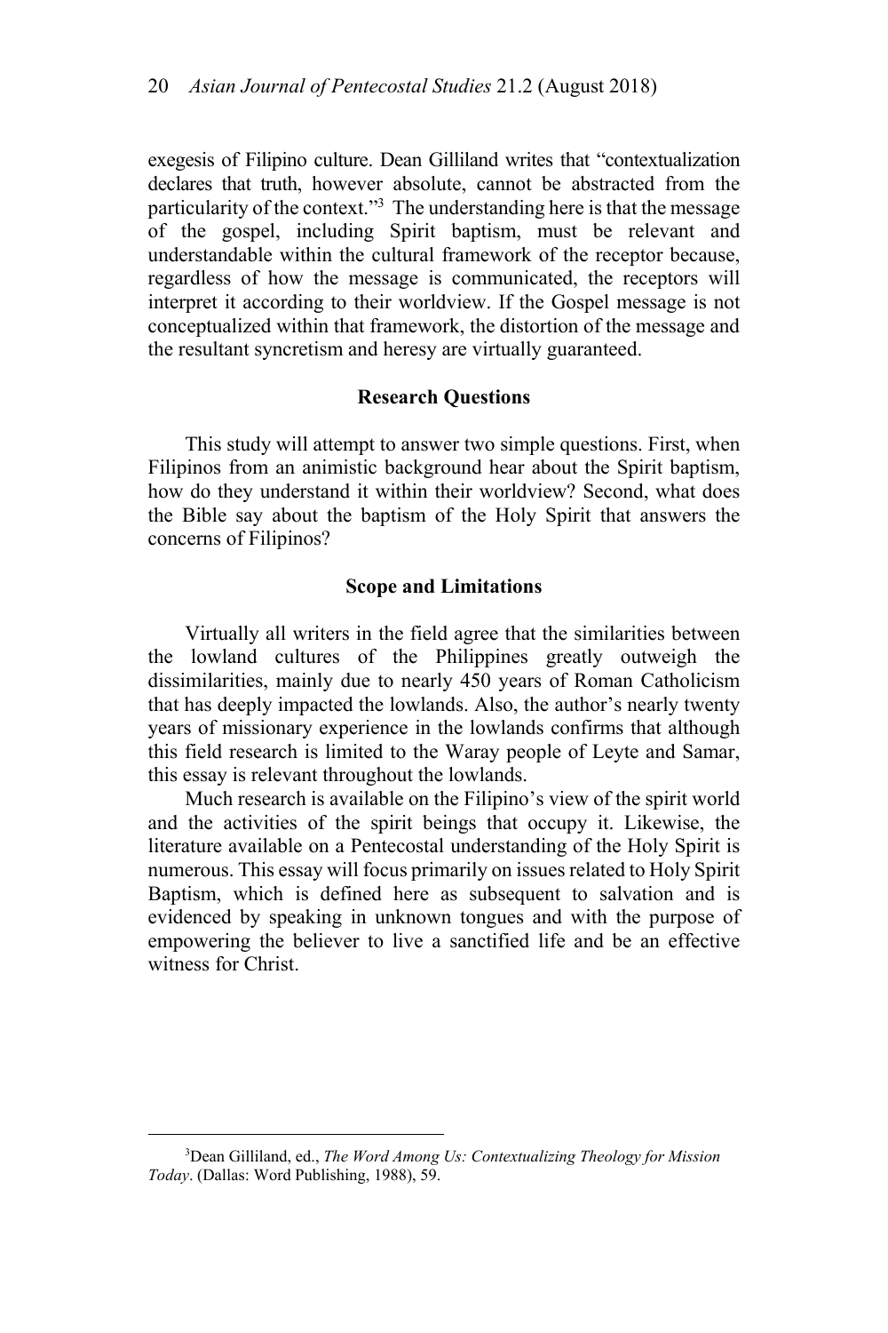exegesis of Filipino culture. Dean Gilliland writes that "contextualization declares that truth, however absolute, cannot be abstracted from the particularity of the context."[3] The understanding here is that the message of the gospel, including Spirit baptism, must be relevant and understandable within the cultural framework of the receptor because, regardless of how the message is communicated, the receptors will interpret it according to their worldview. If the Gospel message is not conceptualized within that framework, the distortion of the message and the resultant syncretism and heresy are virtually guaranteed.

### Research Questions

This study will attempt to answer two simple questions. First, when Filipinos from an animistic background hear about the Spirit baptism, how do they understand it within their worldview? Second, what does the Bible say about the baptism of the Holy Spirit that answers the concerns of Filipinos?

### Scope and Limitations

Virtually all writers in the field agree that the similarities between the lowland cultures of the Philippines greatly outweigh the dissimilarities, mainly due to nearly 450 years of Roman Catholicism that has deeply impacted the lowlands. Also, the author's nearly twenty years of missionary experience in the lowlands confirms that although this field research is limited to the Waray people of Leyte and Samar, this essay is relevant throughout the lowlands.

Much research is available on the Filipino's view of the spirit world and the activities of the spirit beings that occupy it. Likewise, the literature available on a Pentecostal understanding of the Holy Spirit is numerous. This essay will focus primarily on issues related to Holy Spirit Baptism, which is defined here as subsequent to salvation and is evidenced by speaking in unknown tongues and with the purpose of empowering the believer to live a sanctified life and be an effective witness for Christ.

---

[3]Dean Gilliland, ed., *The Word Among Us: Contextualizing Theology for Mission Today*. (Dallas: Word Publishing, 1988), 59.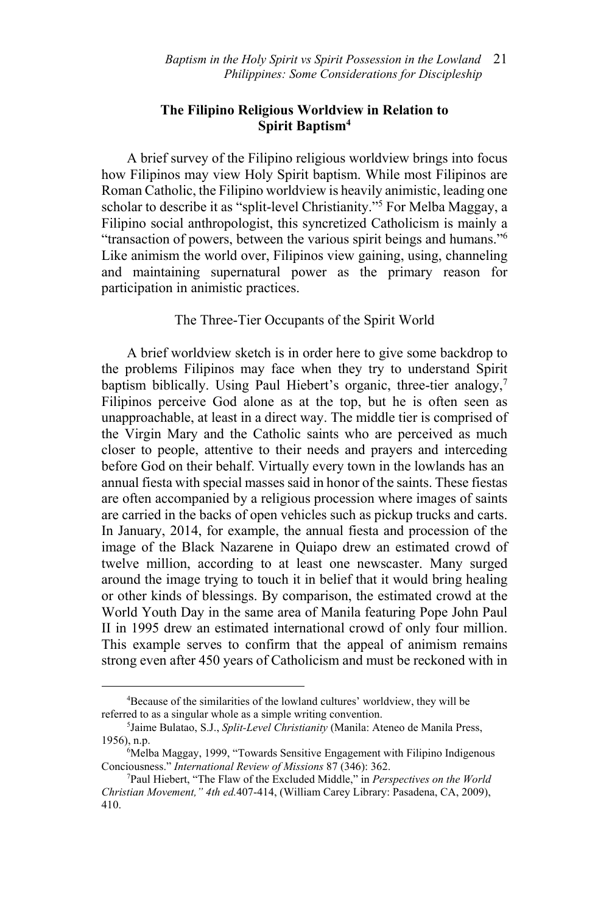## The Filipino Religious Worldview in Relation to Spirit Baptism[4]

A brief survey of the Filipino religious worldview brings into focus how Filipinos may view Holy Spirit baptism. While most Filipinos are Roman Catholic, the Filipino worldview is heavily animistic, leading one scholar to describe it as "split-level Christianity."[5] For Melba Maggay, a Filipino social anthropologist, this syncretized Catholicism is mainly a "transaction of powers, between the various spirit beings and humans."[6] Like animism the world over, Filipinos view gaining, using, channeling and maintaining supernatural power as the primary reason for participation in animistic practices.

### The Three-Tier Occupants of the Spirit World

A brief worldview sketch is in order here to give some backdrop to the problems Filipinos may face when they try to understand Spirit baptism biblically. Using Paul Hiebert's organic, three-tier analogy,[7] Filipinos perceive God alone as at the top, but he is often seen as unapproachable, at least in a direct way. The middle tier is comprised of the Virgin Mary and the Catholic saints who are perceived as much closer to people, attentive to their needs and prayers and interceding before God on their behalf. Virtually every town in the lowlands has an annual fiesta with special masses said in honor of the saints. These fiestas are often accompanied by a religious procession where images of saints are carried in the backs of open vehicles such as pickup trucks and carts. In January, 2014, for example, the annual fiesta and procession of the image of the Black Nazarene in Quiapo drew an estimated crowd of twelve million, according to at least one newscaster. Many surged around the image trying to touch it in belief that it would bring healing or other kinds of blessings. By comparison, the estimated crowd at the World Youth Day in the same area of Manila featuring Pope John Paul II in 1995 drew an estimated international crowd of only four million. This example serves to confirm that the appeal of animism remains strong even after 450 years of Catholicism and must be reckoned with in

---

[4]Because of the similarities of the lowland cultures' worldview, they will be referred to as a singular whole as a simple writing convention.

[5]Jaime Bulatao, S.J., *Split-Level Christianity* (Manila: Ateneo de Manila Press, 1956), n.p.

[6]Melba Maggay, 1999, "Towards Sensitive Engagement with Filipino Indigenous Conciousness." *International Review of Missions* 87 (346): 362.

[7]Paul Hiebert, "The Flaw of the Excluded Middle," in *Perspectives on the World Christian Movement," 4th ed.*407-414, (William Carey Library: Pasadena, CA, 2009), 410.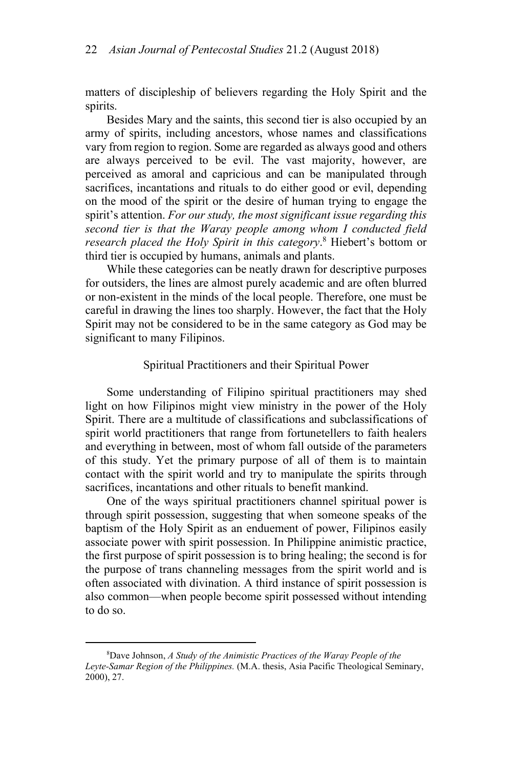matters of discipleship of believers regarding the Holy Spirit and the spirits.

Besides Mary and the saints, this second tier is also occupied by an army of spirits, including ancestors, whose names and classifications vary from region to region. Some are regarded as always good and others are always perceived to be evil. The vast majority, however, are perceived as amoral and capricious and can be manipulated through sacrifices, incantations and rituals to do either good or evil, depending on the mood of the spirit or the desire of human trying to engage the spirit's attention. *For our study, the most significant issue regarding this second tier is that the Waray people among whom I conducted field research placed the Holy Spirit in this category*.[8] Hiebert's bottom or third tier is occupied by humans, animals and plants.

While these categories can be neatly drawn for descriptive purposes for outsiders, the lines are almost purely academic and are often blurred or non-existent in the minds of the local people. Therefore, one must be careful in drawing the lines too sharply. However, the fact that the Holy Spirit may not be considered to be in the same category as God may be significant to many Filipinos.

## Spiritual Practitioners and their Spiritual Power

Some understanding of Filipino spiritual practitioners may shed light on how Filipinos might view ministry in the power of the Holy Spirit. There are a multitude of classifications and subclassifications of spirit world practitioners that range from fortunetellers to faith healers and everything in between, most of whom fall outside of the parameters of this study. Yet the primary purpose of all of them is to maintain contact with the spirit world and try to manipulate the spirits through sacrifices, incantations and other rituals to benefit mankind.

One of the ways spiritual practitioners channel spiritual power is through spirit possession, suggesting that when someone speaks of the baptism of the Holy Spirit as an enduement of power, Filipinos easily associate power with spirit possession. In Philippine animistic practice, the first purpose of spirit possession is to bring healing; the second is for the purpose of trans channeling messages from the spirit world and is often associated with divination. A third instance of spirit possession is also common—when people become spirit possessed without intending to do so.

---

[8]Dave Johnson, *A Study of the Animistic Practices of the Waray People of the Leyte-Samar Region of the Philippines.* (M.A. thesis, Asia Pacific Theological Seminary, 2000), 27.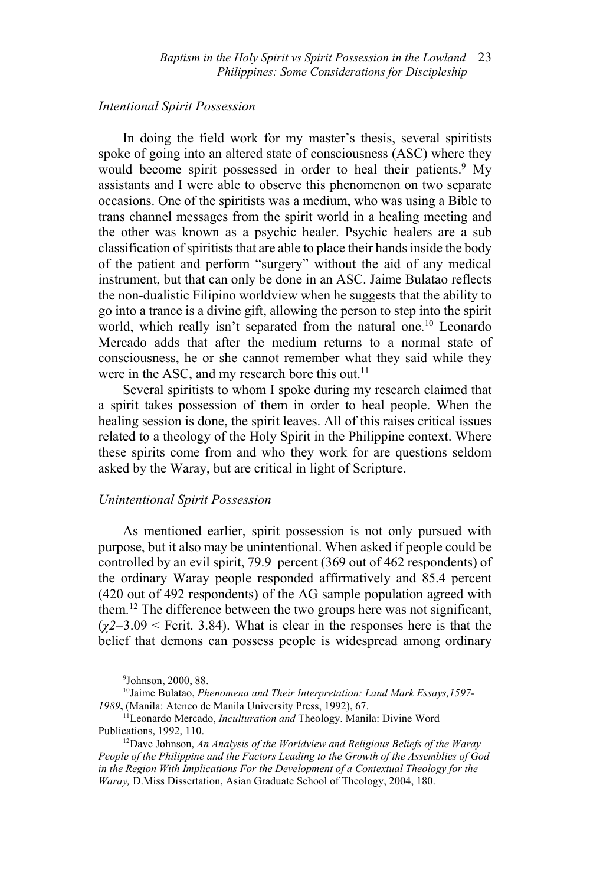### *Intentional Spirit Possession*

In doing the field work for my master's thesis, several spiritists spoke of going into an altered state of consciousness (ASC) where they would become spirit possessed in order to heal their patients.[9] My assistants and I were able to observe this phenomenon on two separate occasions. One of the spiritists was a medium, who was using a Bible to trans channel messages from the spirit world in a healing meeting and the other was known as a psychic healer. Psychic healers are a sub classification of spiritists that are able to place their hands inside the body of the patient and perform "surgery" without the aid of any medical instrument, but that can only be done in an ASC. Jaime Bulatao reflects the non-dualistic Filipino worldview when he suggests that the ability to go into a trance is a divine gift, allowing the person to step into the spirit world, which really isn't separated from the natural one.[10] Leonardo Mercado adds that after the medium returns to a normal state of consciousness, he or she cannot remember what they said while they were in the ASC, and my research bore this out.[11]

Several spiritists to whom I spoke during my research claimed that a spirit takes possession of them in order to heal people. When the healing session is done, the spirit leaves. All of this raises critical issues related to a theology of the Holy Spirit in the Philippine context. Where these spirits come from and who they work for are questions seldom asked by the Waray, but are critical in light of Scripture.

### *Unintentional Spirit Possession*

As mentioned earlier, spirit possession is not only pursued with purpose, but it also may be unintentional. When asked if people could be controlled by an evil spirit, 79.9 percent (369 out of 462 respondents) of the ordinary Waray people responded affirmatively and 85.4 percent (420 out of 492 respondents) of the AG sample population agreed with them.[12] The difference between the two groups here was not significant, ($\chi 2$=3.09 < Fcrit. 3.84). What is clear in the responses here is that the belief that demons can possess people is widespread among ordinary

---

[9] Johnson, 2000, 88.

[10] Jaime Bulatao, *Phenomena and Their Interpretation: Land Mark Essays,1597-1989*, (Manila: Ateneo de Manila University Press, 1992), 67.

[11] Leonardo Mercado, *Inculturation and* Theology. Manila: Divine Word Publications, 1992, 110.

[12] Dave Johnson, *An Analysis of the Worldview and Religious Beliefs of the Waray People of the Philippine and the Factors Leading to the Growth of the Assemblies of God in the Region With Implications For the Development of a Contextual Theology for the Waray,* D.Miss Dissertation, Asian Graduate School of Theology, 2004, 180.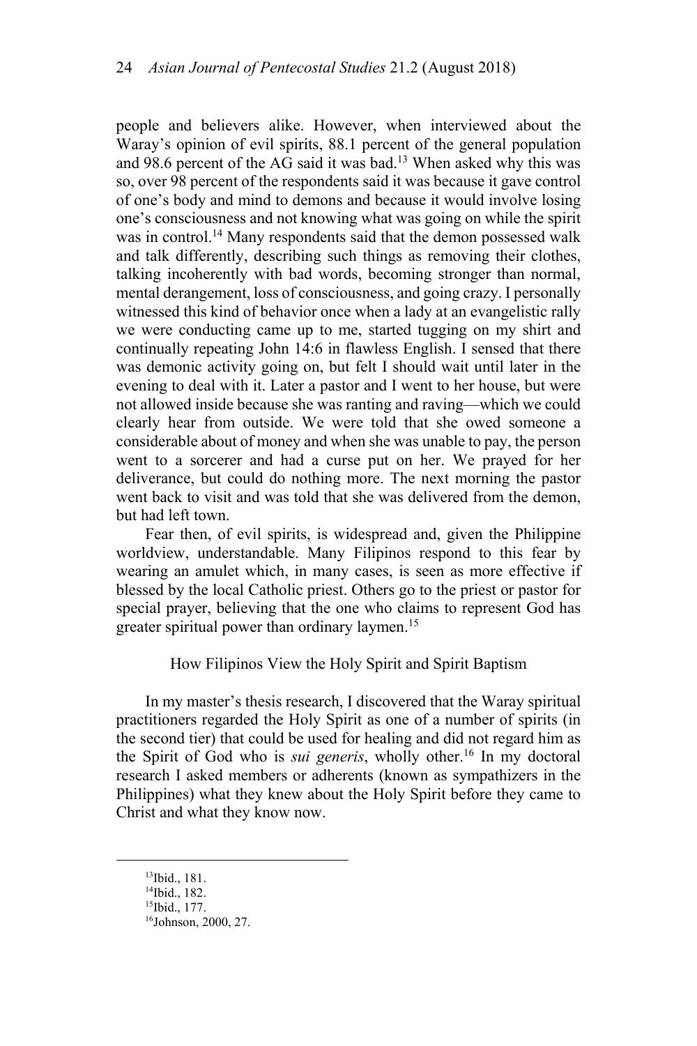people and believers alike. However, when interviewed about the Waray's opinion of evil spirits, 88.1 percent of the general population and 98.6 percent of the AG said it was bad.[13] When asked why this was so, over 98 percent of the respondents said it was because it gave control of one's body and mind to demons and because it would involve losing one's consciousness and not knowing what was going on while the spirit was in control.[14] Many respondents said that the demon possessed walk and talk differently, describing such things as removing their clothes, talking incoherently with bad words, becoming stronger than normal, mental derangement, loss of consciousness, and going crazy. I personally witnessed this kind of behavior once when a lady at an evangelistic rally we were conducting came up to me, started tugging on my shirt and continually repeating John 14:6 in flawless English. I sensed that there was demonic activity going on, but felt I should wait until later in the evening to deal with it. Later a pastor and I went to her house, but were not allowed inside because she was ranting and raving—which we could clearly hear from outside. We were told that she owed someone a considerable about of money and when she was unable to pay, the person went to a sorcerer and had a curse put on her. We prayed for her deliverance, but could do nothing more. The next morning the pastor went back to visit and was told that she was delivered from the demon, but had left town.

Fear then, of evil spirits, is widespread and, given the Philippine worldview, understandable. Many Filipinos respond to this fear by wearing an amulet which, in many cases, is seen as more effective if blessed by the local Catholic priest. Others go to the priest or pastor for special prayer, believing that the one who claims to represent God has greater spiritual power than ordinary laymen.[15]

## How Filipinos View the Holy Spirit and Spirit Baptism

In my master's thesis research, I discovered that the Waray spiritual practitioners regarded the Holy Spirit as one of a number of spirits (in the second tier) that could be used for healing and did not regard him as the Spirit of God who is *sui generis*, wholly other.[16] In my doctoral research I asked members or adherents (known as sympathizers in the Philippines) what they knew about the Holy Spirit before they came to Christ and what they know now.

---

[13] Ibid., 181.

[14] Ibid., 182.

[15] Ibid., 177.

[16] Johnson, 2000, 27.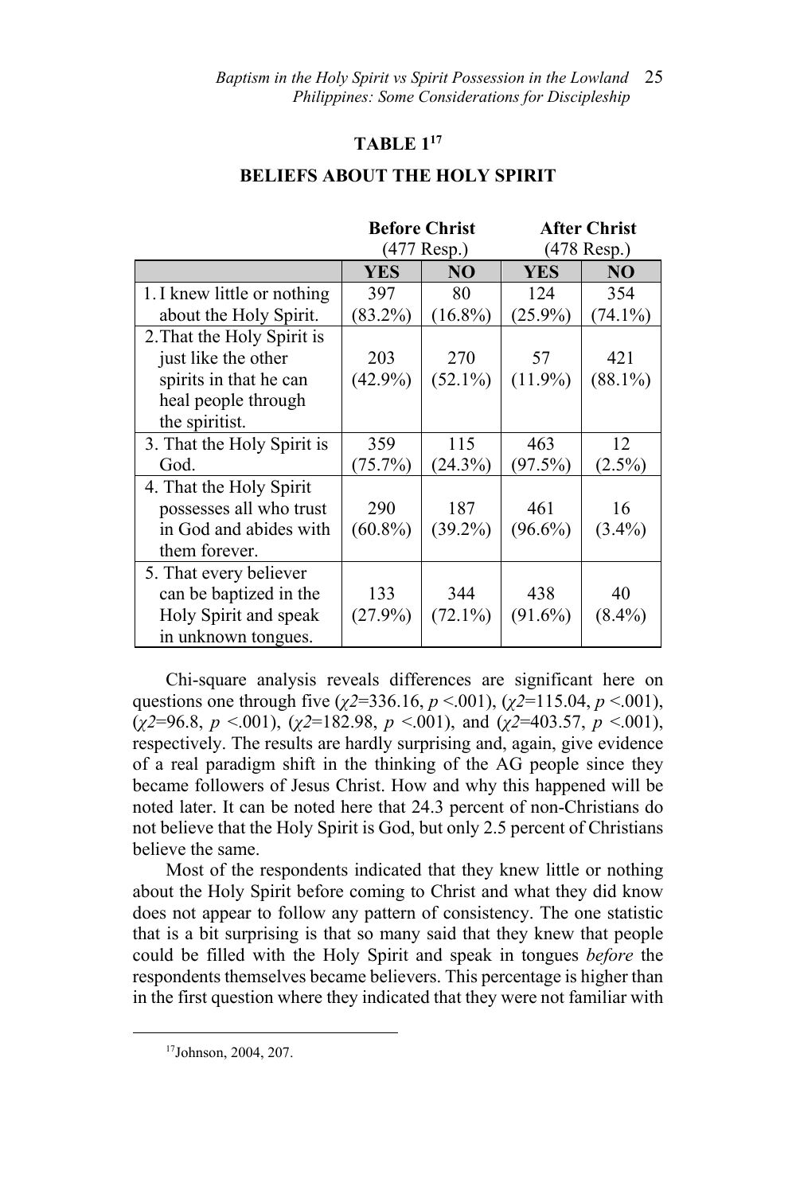**TABLE 1**[17]

**BELIEFS ABOUT THE HOLY SPIRIT**

| | **Before Christ** (477 Resp.) | | **After Christ** (478 Resp.) | |
|---|---|---|---|---|
| | **YES** | **NO** | **YES** | **NO** |
| 1. I knew little or nothing about the Holy Spirit. | 397 (83.2%) | 80 (16.8%) | 124 (25.9%) | 354 (74.1%) |
| 2. That the Holy Spirit is just like the other spirits in that he can heal people through the spiritist. | 203 (42.9%) | 270 (52.1%) | 57 (11.9%) | 421 (88.1%) |
| 3. That the Holy Spirit is God. | 359 (75.7%) | 115 (24.3%) | 463 (97.5%) | 12 (2.5%) |
| 4. That the Holy Spirit possesses all who trust in God and abides with them forever. | 290 (60.8%) | 187 (39.2%) | 461 (96.6%) | 16 (3.4%) |
| 5. That every believer can be baptized in the Holy Spirit and speak in unknown tongues. | 133 (27.9%) | 344 (72.1%) | 438 (91.6%) | 40 (8.4%) |

Chi-square analysis reveals differences are significant here on questions one through five ($\chi 2$=336.16, $p$ <.001), ($\chi 2$=115.04, $p$ <.001), ($\chi 2$=96.8, $p$ <.001), ($\chi 2$=182.98, $p$ <.001), and ($\chi 2$=403.57, $p$ <.001), respectively. The results are hardly surprising and, again, give evidence of a real paradigm shift in the thinking of the AG people since they became followers of Jesus Christ. How and why this happened will be noted later. It can be noted here that 24.3 percent of non-Christians do not believe that the Holy Spirit is God, but only 2.5 percent of Christians believe the same.

Most of the respondents indicated that they knew little or nothing about the Holy Spirit before coming to Christ and what they did know does not appear to follow any pattern of consistency. The one statistic that is a bit surprising is that so many said that they knew that people could be filled with the Holy Spirit and speak in tongues *before* the respondents themselves became believers. This percentage is higher than in the first question where they indicated that they were not familiar with

[17]Johnson, 2004, 207.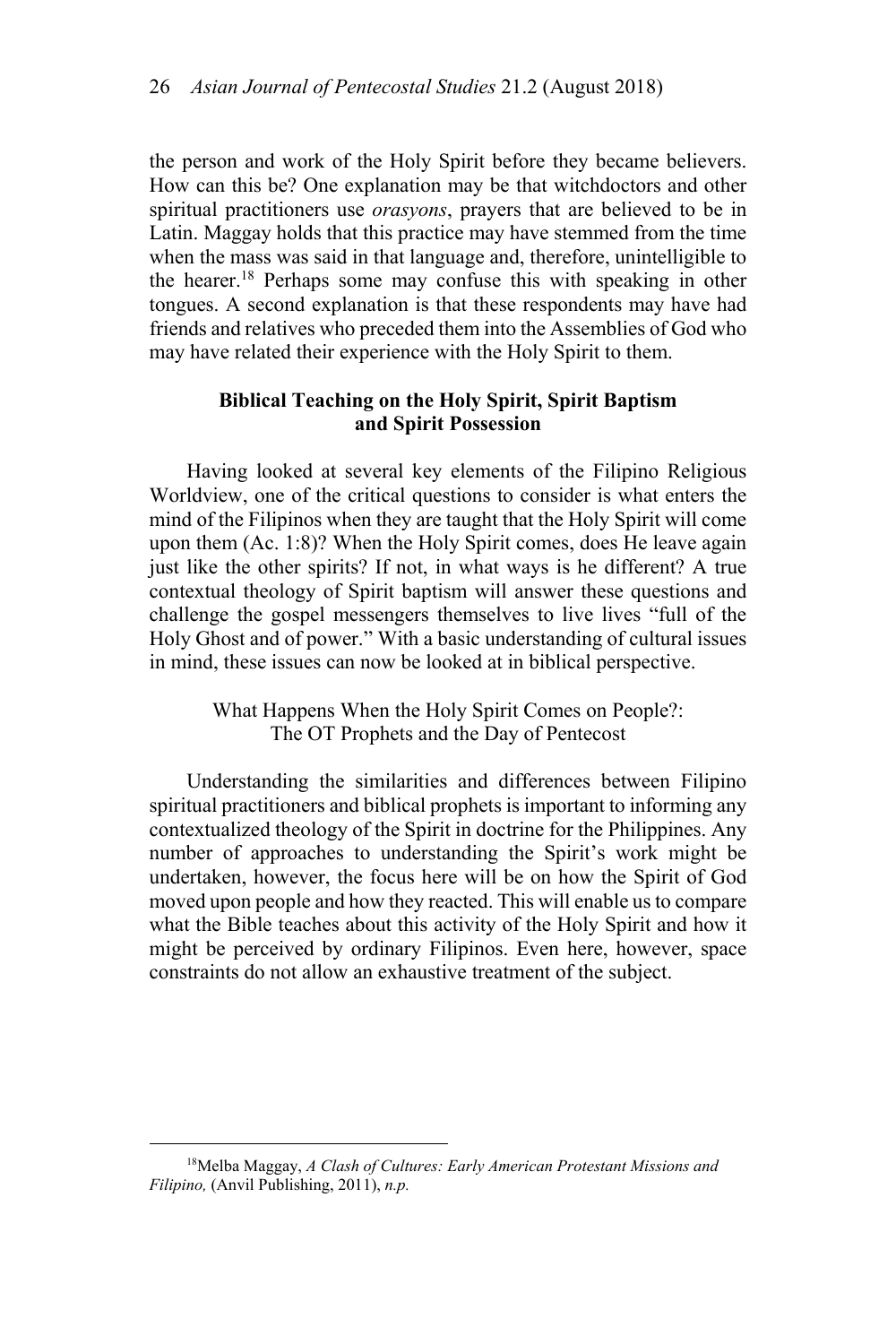the person and work of the Holy Spirit before they became believers. How can this be? One explanation may be that witchdoctors and other spiritual practitioners use *orasyons*, prayers that are believed to be in Latin. Maggay holds that this practice may have stemmed from the time when the mass was said in that language and, therefore, unintelligible to the hearer.[18] Perhaps some may confuse this with speaking in other tongues. A second explanation is that these respondents may have had friends and relatives who preceded them into the Assemblies of God who may have related their experience with the Holy Spirit to them.

## Biblical Teaching on the Holy Spirit, Spirit Baptism and Spirit Possession

Having looked at several key elements of the Filipino Religious Worldview, one of the critical questions to consider is what enters the mind of the Filipinos when they are taught that the Holy Spirit will come upon them (Ac. 1:8)? When the Holy Spirit comes, does He leave again just like the other spirits? If not, in what ways is he different? A true contextual theology of Spirit baptism will answer these questions and challenge the gospel messengers themselves to live lives "full of the Holy Ghost and of power." With a basic understanding of cultural issues in mind, these issues can now be looked at in biblical perspective.

### What Happens When the Holy Spirit Comes on People?: The OT Prophets and the Day of Pentecost

Understanding the similarities and differences between Filipino spiritual practitioners and biblical prophets is important to informing any contextualized theology of the Spirit in doctrine for the Philippines. Any number of approaches to understanding the Spirit's work might be undertaken, however, the focus here will be on how the Spirit of God moved upon people and how they reacted. This will enable us to compare what the Bible teaches about this activity of the Holy Spirit and how it might be perceived by ordinary Filipinos. Even here, however, space constraints do not allow an exhaustive treatment of the subject.

---

[18]Melba Maggay, *A Clash of Cultures: Early American Protestant Missions and Filipino,* (Anvil Publishing, 2011), *n.p.*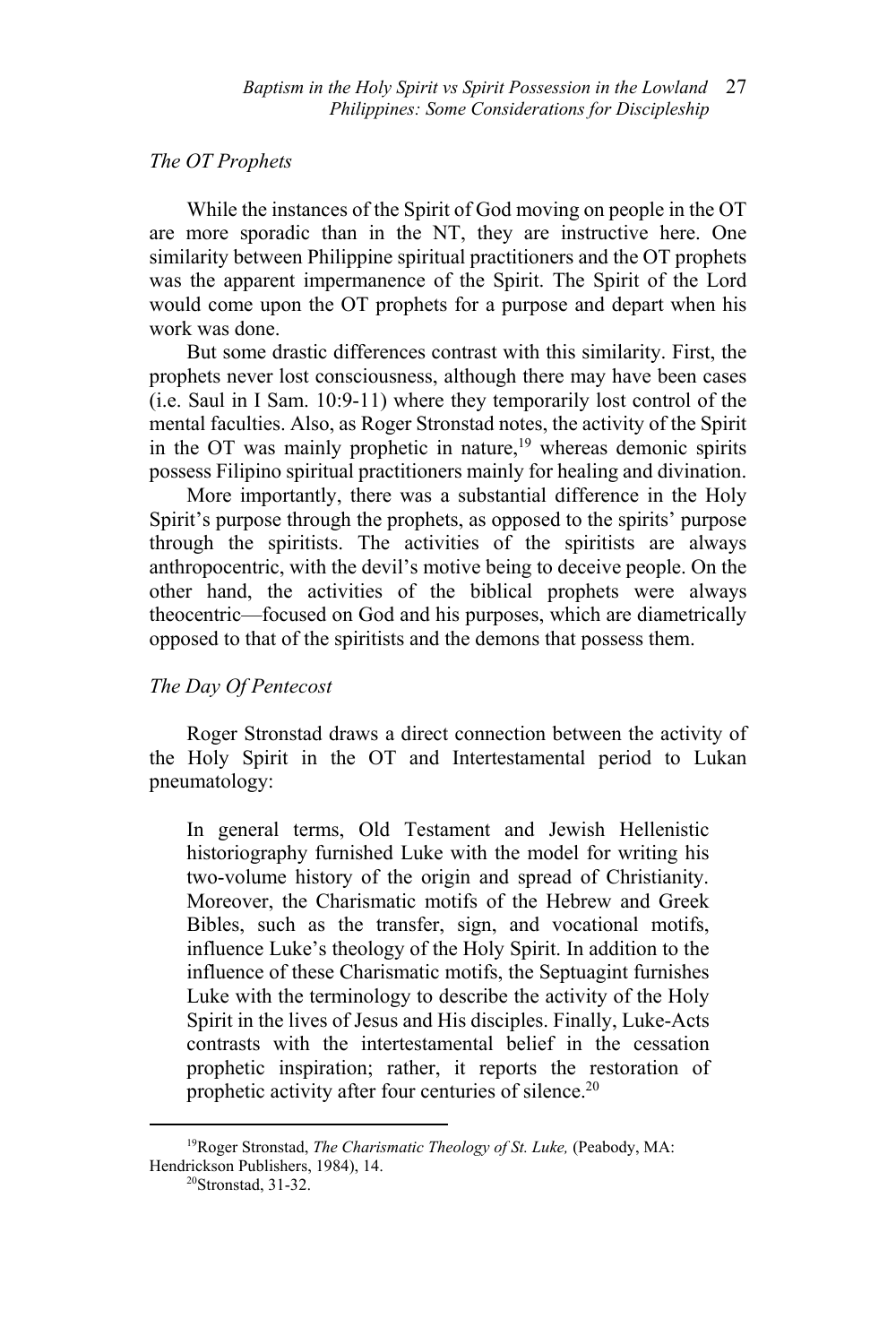*The OT Prophets*

While the instances of the Spirit of God moving on people in the OT are more sporadic than in the NT, they are instructive here. One similarity between Philippine spiritual practitioners and the OT prophets was the apparent impermanence of the Spirit. The Spirit of the Lord would come upon the OT prophets for a purpose and depart when his work was done.

But some drastic differences contrast with this similarity. First, the prophets never lost consciousness, although there may have been cases (i.e. Saul in I Sam. 10:9-11) where they temporarily lost control of the mental faculties. Also, as Roger Stronstad notes, the activity of the Spirit in the OT was mainly prophetic in nature,[19] whereas demonic spirits possess Filipino spiritual practitioners mainly for healing and divination.

More importantly, there was a substantial difference in the Holy Spirit's purpose through the prophets, as opposed to the spirits' purpose through the spiritists. The activities of the spiritists are always anthropocentric, with the devil's motive being to deceive people. On the other hand, the activities of the biblical prophets were always theocentric—focused on God and his purposes, which are diametrically opposed to that of the spiritists and the demons that possess them.

*The Day Of Pentecost*

Roger Stronstad draws a direct connection between the activity of the Holy Spirit in the OT and Intertestamental period to Lukan pneumatology:

> In general terms, Old Testament and Jewish Hellenistic historiography furnished Luke with the model for writing his two-volume history of the origin and spread of Christianity. Moreover, the Charismatic motifs of the Hebrew and Greek Bibles, such as the transfer, sign, and vocational motifs, influence Luke's theology of the Holy Spirit. In addition to the influence of these Charismatic motifs, the Septuagint furnishes Luke with the terminology to describe the activity of the Holy Spirit in the lives of Jesus and His disciples. Finally, Luke-Acts contrasts with the intertestamental belief in the cessation prophetic inspiration; rather, it reports the restoration of prophetic activity after four centuries of silence.[20]

---

[19]Roger Stronstad, *The Charismatic Theology of St. Luke,* (Peabody, MA: Hendrickson Publishers, 1984), 14.

[20]Stronstad, 31-32.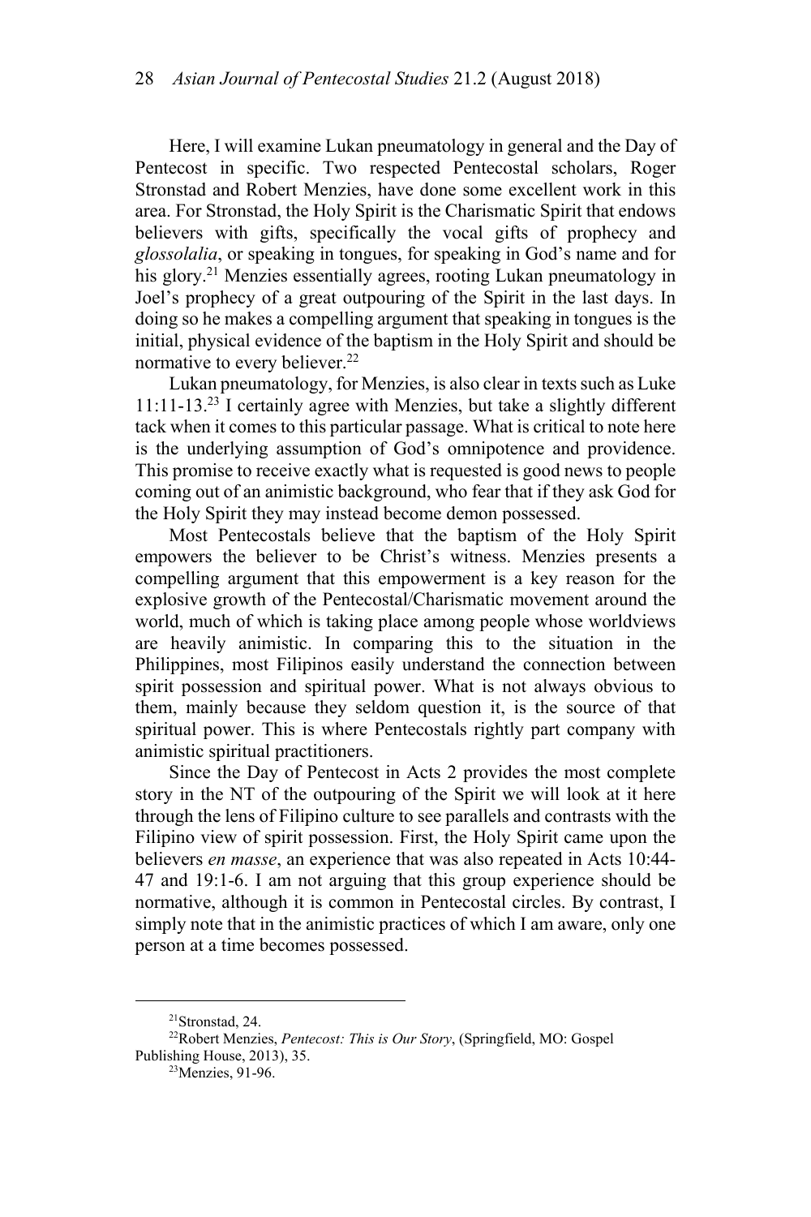Here, I will examine Lukan pneumatology in general and the Day of Pentecost in specific. Two respected Pentecostal scholars, Roger Stronstad and Robert Menzies, have done some excellent work in this area. For Stronstad, the Holy Spirit is the Charismatic Spirit that endows believers with gifts, specifically the vocal gifts of prophecy and *glossolalia*, or speaking in tongues, for speaking in God's name and for his glory.[21] Menzies essentially agrees, rooting Lukan pneumatology in Joel's prophecy of a great outpouring of the Spirit in the last days. In doing so he makes a compelling argument that speaking in tongues is the initial, physical evidence of the baptism in the Holy Spirit and should be normative to every believer.[22]

Lukan pneumatology, for Menzies, is also clear in texts such as Luke 11:11-13.[23] I certainly agree with Menzies, but take a slightly different tack when it comes to this particular passage. What is critical to note here is the underlying assumption of God's omnipotence and providence. This promise to receive exactly what is requested is good news to people coming out of an animistic background, who fear that if they ask God for the Holy Spirit they may instead become demon possessed.

Most Pentecostals believe that the baptism of the Holy Spirit empowers the believer to be Christ's witness. Menzies presents a compelling argument that this empowerment is a key reason for the explosive growth of the Pentecostal/Charismatic movement around the world, much of which is taking place among people whose worldviews are heavily animistic. In comparing this to the situation in the Philippines, most Filipinos easily understand the connection between spirit possession and spiritual power. What is not always obvious to them, mainly because they seldom question it, is the source of that spiritual power. This is where Pentecostals rightly part company with animistic spiritual practitioners.

Since the Day of Pentecost in Acts 2 provides the most complete story in the NT of the outpouring of the Spirit we will look at it here through the lens of Filipino culture to see parallels and contrasts with the Filipino view of spirit possession. First, the Holy Spirit came upon the believers *en masse*, an experience that was also repeated in Acts 10:44-47 and 19:1-6. I am not arguing that this group experience should be normative, although it is common in Pentecostal circles. By contrast, I simply note that in the animistic practices of which I am aware, only one person at a time becomes possessed.

---

[21] Stronstad, 24.

[22] Robert Menzies, *Pentecost: This is Our Story*, (Springfield, MO: Gospel Publishing House, 2013), 35.

[23] Menzies, 91-96.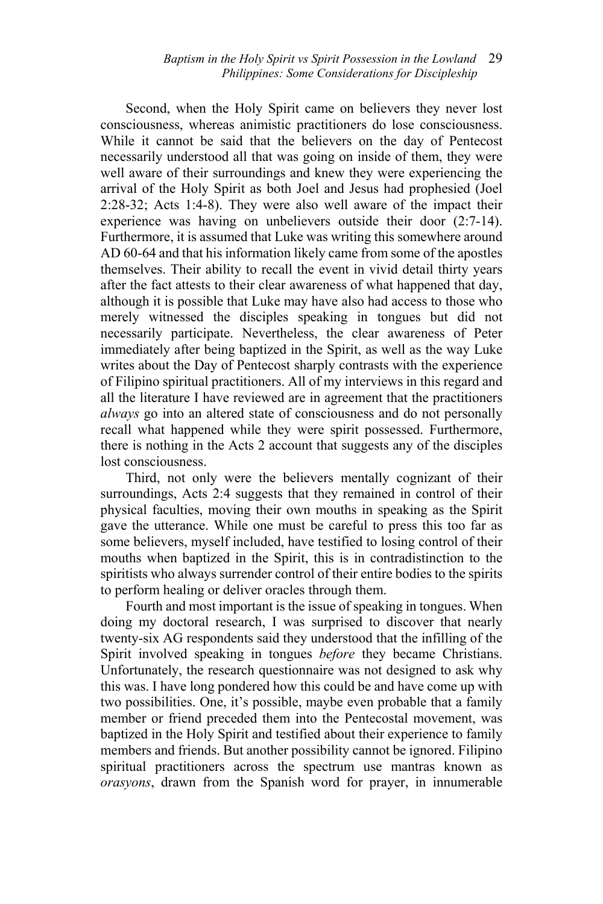Second, when the Holy Spirit came on believers they never lost consciousness, whereas animistic practitioners do lose consciousness. While it cannot be said that the believers on the day of Pentecost necessarily understood all that was going on inside of them, they were well aware of their surroundings and knew they were experiencing the arrival of the Holy Spirit as both Joel and Jesus had prophesied (Joel 2:28-32; Acts 1:4-8). They were also well aware of the impact their experience was having on unbelievers outside their door (2:7-14). Furthermore, it is assumed that Luke was writing this somewhere around AD 60-64 and that his information likely came from some of the apostles themselves. Their ability to recall the event in vivid detail thirty years after the fact attests to their clear awareness of what happened that day, although it is possible that Luke may have also had access to those who merely witnessed the disciples speaking in tongues but did not necessarily participate. Nevertheless, the clear awareness of Peter immediately after being baptized in the Spirit, as well as the way Luke writes about the Day of Pentecost sharply contrasts with the experience of Filipino spiritual practitioners. All of my interviews in this regard and all the literature I have reviewed are in agreement that the practitioners *always* go into an altered state of consciousness and do not personally recall what happened while they were spirit possessed. Furthermore, there is nothing in the Acts 2 account that suggests any of the disciples lost consciousness.

Third, not only were the believers mentally cognizant of their surroundings, Acts 2:4 suggests that they remained in control of their physical faculties, moving their own mouths in speaking as the Spirit gave the utterance. While one must be careful to press this too far as some believers, myself included, have testified to losing control of their mouths when baptized in the Spirit, this is in contradistinction to the spiritists who always surrender control of their entire bodies to the spirits to perform healing or deliver oracles through them.

Fourth and most important is the issue of speaking in tongues. When doing my doctoral research, I was surprised to discover that nearly twenty-six AG respondents said they understood that the infilling of the Spirit involved speaking in tongues *before* they became Christians. Unfortunately, the research questionnaire was not designed to ask why this was. I have long pondered how this could be and have come up with two possibilities. One, it's possible, maybe even probable that a family member or friend preceded them into the Pentecostal movement, was baptized in the Holy Spirit and testified about their experience to family members and friends. But another possibility cannot be ignored. Filipino spiritual practitioners across the spectrum use mantras known as *orasyons*, drawn from the Spanish word for prayer, in innumerable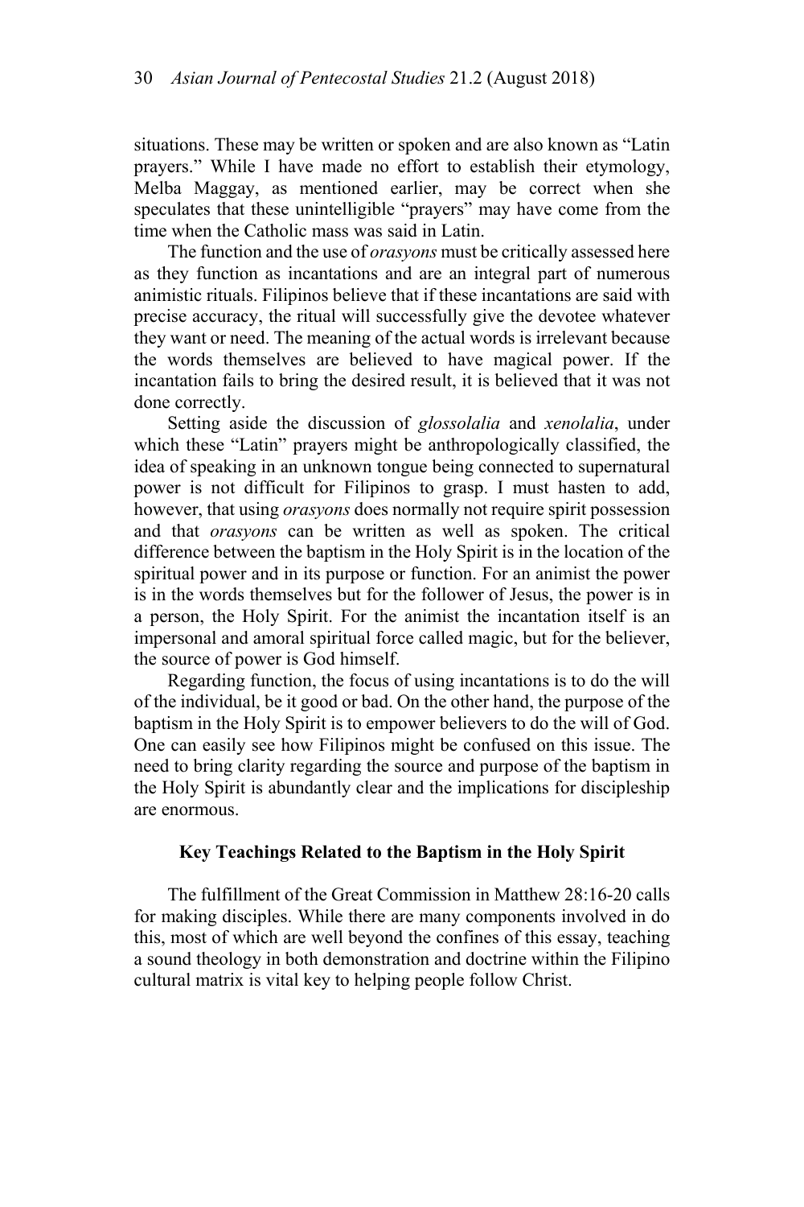situations. These may be written or spoken and are also known as "Latin prayers." While I have made no effort to establish their etymology, Melba Maggay, as mentioned earlier, may be correct when she speculates that these unintelligible "prayers" may have come from the time when the Catholic mass was said in Latin.

The function and the use of *orasyons* must be critically assessed here as they function as incantations and are an integral part of numerous animistic rituals. Filipinos believe that if these incantations are said with precise accuracy, the ritual will successfully give the devotee whatever they want or need. The meaning of the actual words is irrelevant because the words themselves are believed to have magical power. If the incantation fails to bring the desired result, it is believed that it was not done correctly.

Setting aside the discussion of *glossolalia* and *xenolalia*, under which these "Latin" prayers might be anthropologically classified, the idea of speaking in an unknown tongue being connected to supernatural power is not difficult for Filipinos to grasp. I must hasten to add, however, that using *orasyons* does normally not require spirit possession and that *orasyons* can be written as well as spoken. The critical difference between the baptism in the Holy Spirit is in the location of the spiritual power and in its purpose or function. For an animist the power is in the words themselves but for the follower of Jesus, the power is in a person, the Holy Spirit. For the animist the incantation itself is an impersonal and amoral spiritual force called magic, but for the believer, the source of power is God himself.

Regarding function, the focus of using incantations is to do the will of the individual, be it good or bad. On the other hand, the purpose of the baptism in the Holy Spirit is to empower believers to do the will of God. One can easily see how Filipinos might be confused on this issue. The need to bring clarity regarding the source and purpose of the baptism in the Holy Spirit is abundantly clear and the implications for discipleship are enormous.

## Key Teachings Related to the Baptism in the Holy Spirit

The fulfillment of the Great Commission in Matthew 28:16-20 calls for making disciples. While there are many components involved in do this, most of which are well beyond the confines of this essay, teaching a sound theology in both demonstration and doctrine within the Filipino cultural matrix is vital key to helping people follow Christ.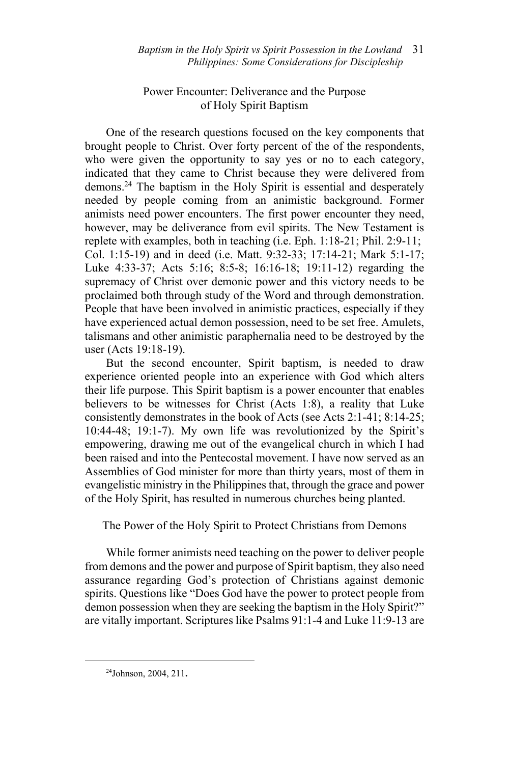## Power Encounter: Deliverance and the Purpose of Holy Spirit Baptism

One of the research questions focused on the key components that brought people to Christ. Over forty percent of the of the respondents, who were given the opportunity to say yes or no to each category, indicated that they came to Christ because they were delivered from demons.[24] The baptism in the Holy Spirit is essential and desperately needed by people coming from an animistic background. Former animists need power encounters. The first power encounter they need, however, may be deliverance from evil spirits. The New Testament is replete with examples, both in teaching (i.e. Eph. 1:18-21; Phil. 2:9-11; Col. 1:15-19) and in deed (i.e. Matt. 9:32-33; 17:14-21; Mark 5:1-17; Luke 4:33-37; Acts 5:16; 8:5-8; 16:16-18; 19:11-12) regarding the supremacy of Christ over demonic power and this victory needs to be proclaimed both through study of the Word and through demonstration. People that have been involved in animistic practices, especially if they have experienced actual demon possession, need to be set free. Amulets, talismans and other animistic paraphernalia need to be destroyed by the user (Acts 19:18-19).

But the second encounter, Spirit baptism, is needed to draw experience oriented people into an experience with God which alters their life purpose. This Spirit baptism is a power encounter that enables believers to be witnesses for Christ (Acts 1:8), a reality that Luke consistently demonstrates in the book of Acts (see Acts 2:1-41; 8:14-25; 10:44-48; 19:1-7). My own life was revolutionized by the Spirit's empowering, drawing me out of the evangelical church in which I had been raised and into the Pentecostal movement. I have now served as an Assemblies of God minister for more than thirty years, most of them in evangelistic ministry in the Philippines that, through the grace and power of the Holy Spirit, has resulted in numerous churches being planted.

## The Power of the Holy Spirit to Protect Christians from Demons

While former animists need teaching on the power to deliver people from demons and the power and purpose of Spirit baptism, they also need assurance regarding God's protection of Christians against demonic spirits. Questions like "Does God have the power to protect people from demon possession when they are seeking the baptism in the Holy Spirit?" are vitally important. Scriptures like Psalms 91:1-4 and Luke 11:9-13 are

[24] Johnson, 2004, 211.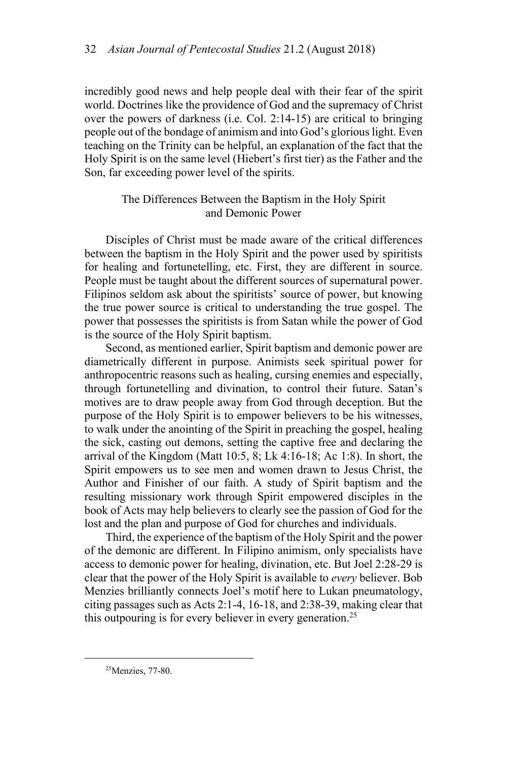incredibly good news and help people deal with their fear of the spirit world. Doctrines like the providence of God and the supremacy of Christ over the powers of darkness (i.e. Col. 2:14-15) are critical to bringing people out of the bondage of animism and into God's glorious light. Even teaching on the Trinity can be helpful, an explanation of the fact that the Holy Spirit is on the same level (Hiebert's first tier) as the Father and the Son, far exceeding power level of the spirits.

## The Differences Between the Baptism in the Holy Spirit and Demonic Power

Disciples of Christ must be made aware of the critical differences between the baptism in the Holy Spirit and the power used by spiritists for healing and fortunetelling, etc. First, they are different in source. People must be taught about the different sources of supernatural power. Filipinos seldom ask about the spiritists' source of power, but knowing the true power source is critical to understanding the true gospel. The power that possesses the spiritists is from Satan while the power of God is the source of the Holy Spirit baptism.

Second, as mentioned earlier, Spirit baptism and demonic power are diametrically different in purpose. Animists seek spiritual power for anthropocentric reasons such as healing, cursing enemies and especially, through fortunetelling and divination, to control their future. Satan's motives are to draw people away from God through deception. But the purpose of the Holy Spirit is to empower believers to be his witnesses, to walk under the anointing of the Spirit in preaching the gospel, healing the sick, casting out demons, setting the captive free and declaring the arrival of the Kingdom (Matt 10:5, 8; Lk 4:16-18; Ac 1:8). In short, the Spirit empowers us to see men and women drawn to Jesus Christ, the Author and Finisher of our faith. A study of Spirit baptism and the resulting missionary work through Spirit empowered disciples in the book of Acts may help believers to clearly see the passion of God for the lost and the plan and purpose of God for churches and individuals.

Third, the experience of the baptism of the Holy Spirit and the power of the demonic are different. In Filipino animism, only specialists have access to demonic power for healing, divination, etc. But Joel 2:28-29 is clear that the power of the Holy Spirit is available to *every* believer. Bob Menzies brilliantly connects Joel's motif here to Lukan pneumatology, citing passages such as Acts 2:1-4, 16-18, and 2:38-39, making clear that this outpouring is for every believer in every generation.[25]

---

[25]Menzies, 77-80.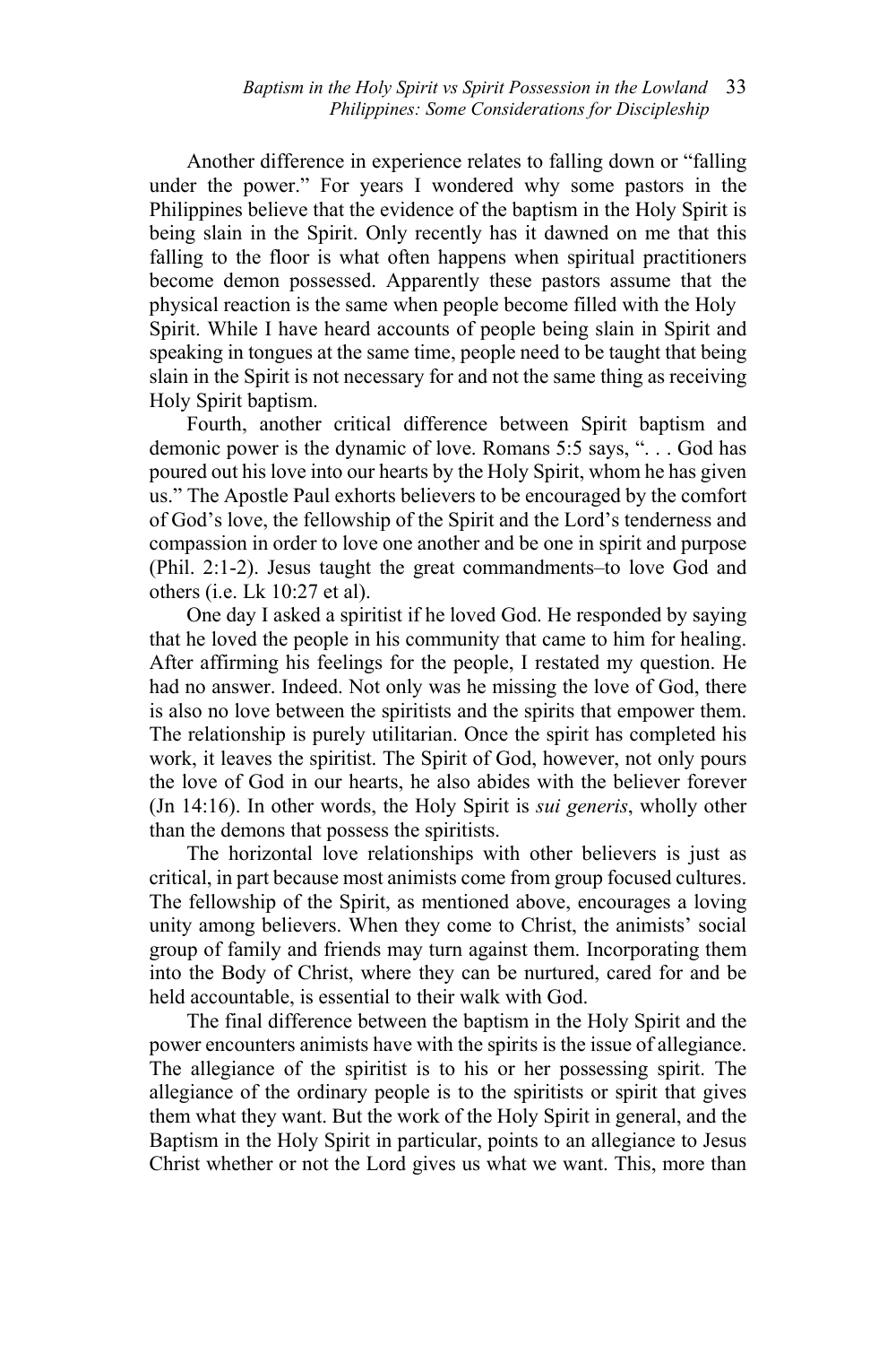Another difference in experience relates to falling down or "falling under the power." For years I wondered why some pastors in the Philippines believe that the evidence of the baptism in the Holy Spirit is being slain in the Spirit. Only recently has it dawned on me that this falling to the floor is what often happens when spiritual practitioners become demon possessed. Apparently these pastors assume that the physical reaction is the same when people become filled with the Holy Spirit. While I have heard accounts of people being slain in Spirit and speaking in tongues at the same time, people need to be taught that being slain in the Spirit is not necessary for and not the same thing as receiving Holy Spirit baptism.

Fourth, another critical difference between Spirit baptism and demonic power is the dynamic of love. Romans 5:5 says, ". . . God has poured out his love into our hearts by the Holy Spirit, whom he has given us." The Apostle Paul exhorts believers to be encouraged by the comfort of God's love, the fellowship of the Spirit and the Lord's tenderness and compassion in order to love one another and be one in spirit and purpose (Phil. 2:1-2). Jesus taught the great commandments–to love God and others (i.e. Lk 10:27 et al).

One day I asked a spiritist if he loved God. He responded by saying that he loved the people in his community that came to him for healing. After affirming his feelings for the people, I restated my question. He had no answer. Indeed. Not only was he missing the love of God, there is also no love between the spiritists and the spirits that empower them. The relationship is purely utilitarian. Once the spirit has completed his work, it leaves the spiritist. The Spirit of God, however, not only pours the love of God in our hearts, he also abides with the believer forever (Jn 14:16). In other words, the Holy Spirit is *sui generis*, wholly other than the demons that possess the spiritists.

The horizontal love relationships with other believers is just as critical, in part because most animists come from group focused cultures. The fellowship of the Spirit, as mentioned above, encourages a loving unity among believers. When they come to Christ, the animists' social group of family and friends may turn against them. Incorporating them into the Body of Christ, where they can be nurtured, cared for and be held accountable, is essential to their walk with God.

The final difference between the baptism in the Holy Spirit and the power encounters animists have with the spirits is the issue of allegiance. The allegiance of the spiritist is to his or her possessing spirit. The allegiance of the ordinary people is to the spiritists or spirit that gives them what they want. But the work of the Holy Spirit in general, and the Baptism in the Holy Spirit in particular, points to an allegiance to Jesus Christ whether or not the Lord gives us what we want. This, more than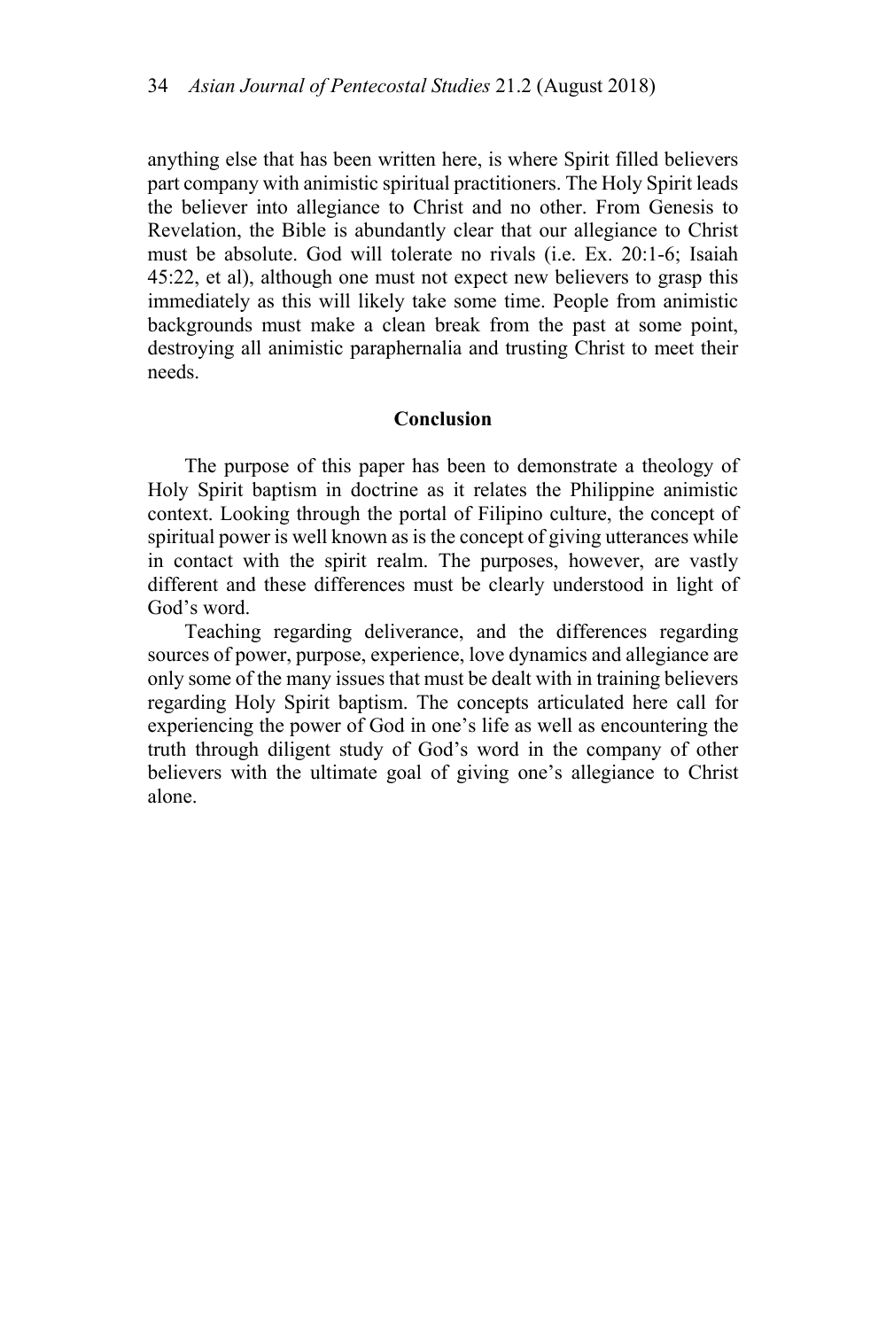anything else that has been written here, is where Spirit filled believers part company with animistic spiritual practitioners. The Holy Spirit leads the believer into allegiance to Christ and no other. From Genesis to Revelation, the Bible is abundantly clear that our allegiance to Christ must be absolute. God will tolerate no rivals (i.e. Ex. 20:1-6; Isaiah 45:22, et al), although one must not expect new believers to grasp this immediately as this will likely take some time. People from animistic backgrounds must make a clean break from the past at some point, destroying all animistic paraphernalia and trusting Christ to meet their needs.

## Conclusion

The purpose of this paper has been to demonstrate a theology of Holy Spirit baptism in doctrine as it relates the Philippine animistic context. Looking through the portal of Filipino culture, the concept of spiritual power is well known as is the concept of giving utterances while in contact with the spirit realm. The purposes, however, are vastly different and these differences must be clearly understood in light of God's word.

Teaching regarding deliverance, and the differences regarding sources of power, purpose, experience, love dynamics and allegiance are only some of the many issues that must be dealt with in training believers regarding Holy Spirit baptism. The concepts articulated here call for experiencing the power of God in one's life as well as encountering the truth through diligent study of God's word in the company of other believers with the ultimate goal of giving one's allegiance to Christ alone.